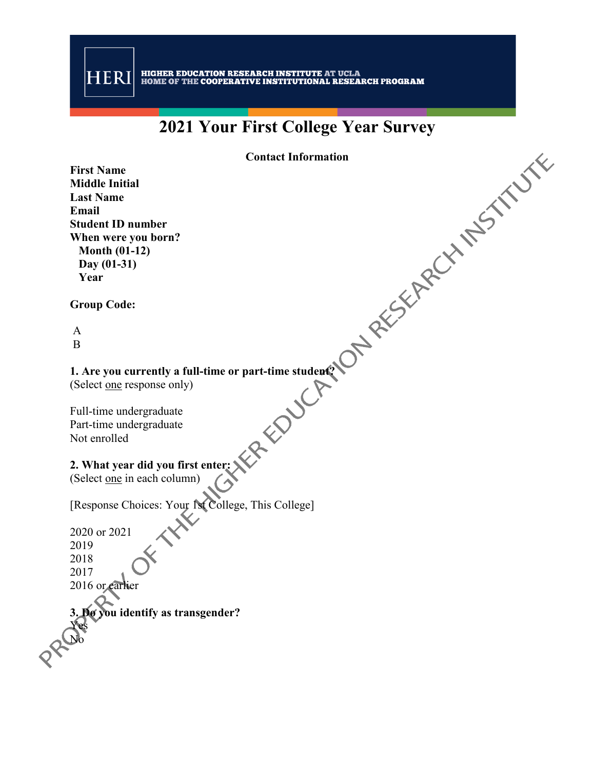HERI | HIGHER EDUCATION RESEARCH INSTITUTE AT UCLA
HOME OF THE COOPERATIVE INSTITUTIONAL RESEARCH PROGRAM

# 2021 Your First College Year Survey

**Contact Information**

**First Name**
**Middle Initial**
**Last Name**
**Email**
**Student ID number**
**When were you born?**
**Month (01-12)**
**Day (01-31)**
**Year**

**Group Code:**

A
B

**1. Are you currently a full-time or part-time student?**
(Select one response only)

Full-time undergraduate
Part-time undergraduate
Not enrolled

**2. What year did you first enter:**
(Select one in each column)

[Response Choices: Your 1st College, This College]

2020 or 2021
2019
2018
2017
2016 or earlier

**3. Do you identify as transgender?**
Yes
No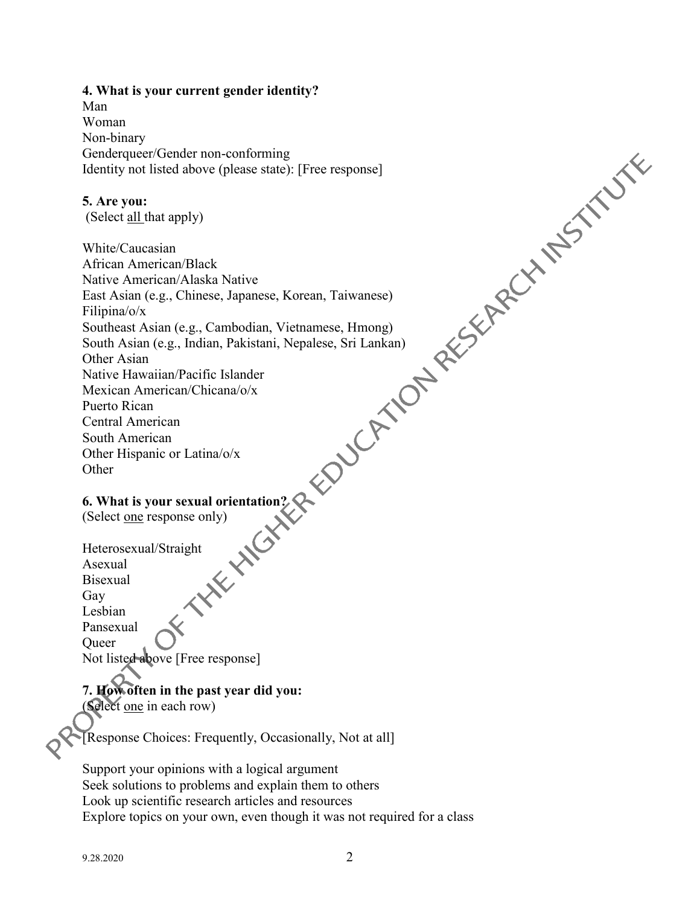**4. What is your current gender identity?**

Man
Woman
Non-binary
Genderqueer/Gender non-conforming
Identity not listed above (please state): [Free response]

**5. Are you:**
(Select <u>all</u> that apply)

White/Caucasian
African American/Black
Native American/Alaska Native
East Asian (e.g., Chinese, Japanese, Korean, Taiwanese)
Filipina/o/x
Southeast Asian (e.g., Cambodian, Vietnamese, Hmong)
South Asian (e.g., Indian, Pakistani, Nepalese, Sri Lankan)
Other Asian
Native Hawaiian/Pacific Islander
Mexican American/Chicana/o/x
Puerto Rican
Central American
South American
Other Hispanic or Latina/o/x
Other

**6. What is your sexual orientation?**
(Select <u>one</u> response only)

Heterosexual/Straight
Asexual
Bisexual
Gay
Lesbian
Pansexual
Queer
Not listed above [Free response]

**7. How often in the past year did you:**
(Select <u>one</u> in each row)

[Response Choices: Frequently, Occasionally, Not at all]

Support your opinions with a logical argument
Seek solutions to problems and explain them to others
Look up scientific research articles and resources
Explore topics on your own, even though it was not required for a class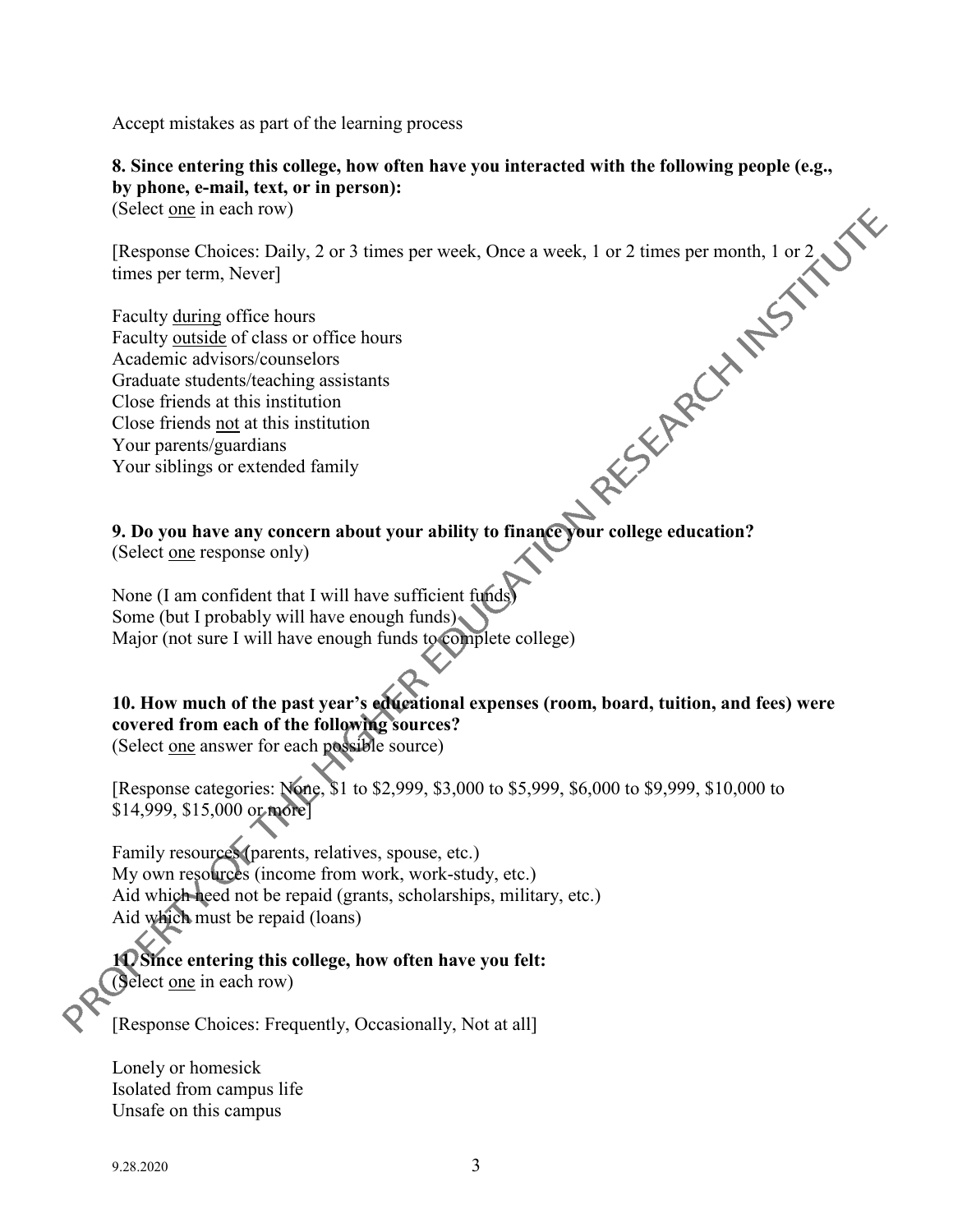Accept mistakes as part of the learning process

**8. Since entering this college, how often have you interacted with the following people (e.g., by phone, e-mail, text, or in person):**
(Select one in each row)

[Response Choices: Daily, 2 or 3 times per week, Once a week, 1 or 2 times per month, 1 or 2 times per term, Never]

Faculty during office hours
Faculty outside of class or office hours
Academic advisors/counselors
Graduate students/teaching assistants
Close friends at this institution
Close friends not at this institution
Your parents/guardians
Your siblings or extended family

**9. Do you have any concern about your ability to finance your college education?**
(Select one response only)

None (I am confident that I will have sufficient funds)
Some (but I probably will have enough funds)
Major (not sure I will have enough funds to complete college)

**10. How much of the past year's educational expenses (room, board, tuition, and fees) were covered from each of the following sources?**
(Select one answer for each possible source)

[Response categories: None, $1 to $2,999, $3,000 to $5,999, $6,000 to $9,999, $10,000 to $14,999, $15,000 or more]

Family resources (parents, relatives, spouse, etc.)
My own resources (income from work, work-study, etc.)
Aid which need not be repaid (grants, scholarships, military, etc.)
Aid which must be repaid (loans)

**11. Since entering this college, how often have you felt:**
(Select one in each row)

[Response Choices: Frequently, Occasionally, Not at all]

Lonely or homesick
Isolated from campus life
Unsafe on this campus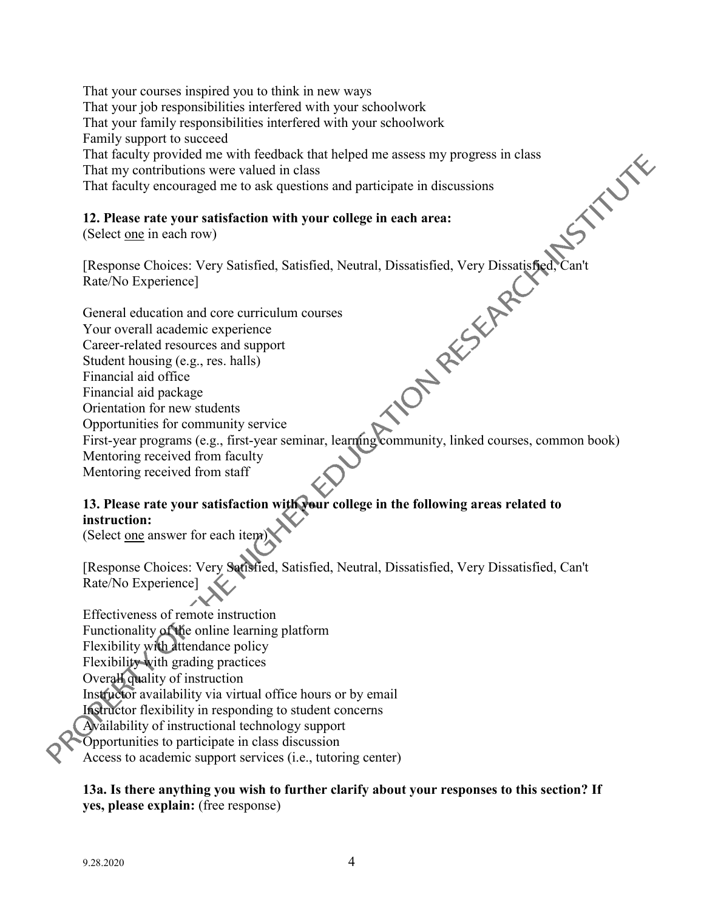That your courses inspired you to think in new ways
That your job responsibilities interfered with your schoolwork
That your family responsibilities interfered with your schoolwork
Family support to succeed
That faculty provided me with feedback that helped me assess my progress in class
That my contributions were valued in class
That faculty encouraged me to ask questions and participate in discussions

**12. Please rate your satisfaction with your college in each area:**
(Select one in each row)

[Response Choices: Very Satisfied, Satisfied, Neutral, Dissatisfied, Very Dissatisfied, Can't Rate/No Experience]

General education and core curriculum courses
Your overall academic experience
Career-related resources and support
Student housing (e.g., res. halls)
Financial aid office
Financial aid package
Orientation for new students
Opportunities for community service
First-year programs (e.g., first-year seminar, learning community, linked courses, common book)
Mentoring received from faculty
Mentoring received from staff

**13. Please rate your satisfaction with your college in the following areas related to instruction:**
(Select one answer for each item)

[Response Choices: Very Satisfied, Satisfied, Neutral, Dissatisfied, Very Dissatisfied, Can't Rate/No Experience]

Effectiveness of remote instruction
Functionality of the online learning platform
Flexibility with attendance policy
Flexibility with grading practices
Overall quality of instruction
Instructor availability via virtual office hours or by email
Instructor flexibility in responding to student concerns
Availability of instructional technology support
Opportunities to participate in class discussion
Access to academic support services (i.e., tutoring center)

**13a. Is there anything you wish to further clarify about your responses to this section? If yes, please explain:** (free response)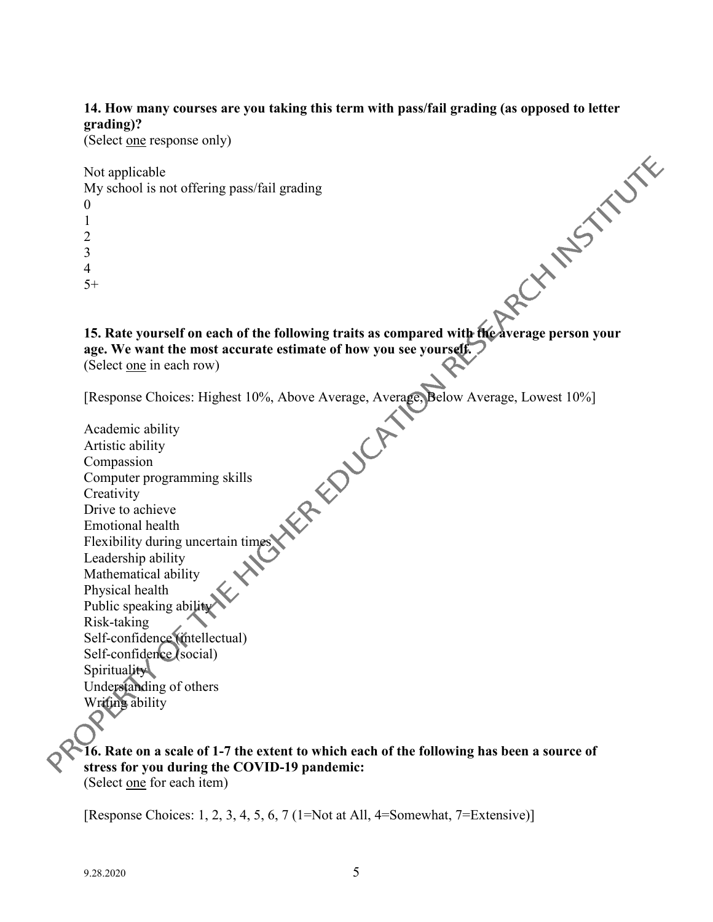**14. How many courses are you taking this term with pass/fail grading (as opposed to letter grading)?**
(Select one response only)

Not applicable
My school is not offering pass/fail grading
0
1
2
3
4
5+

**15. Rate yourself on each of the following traits as compared with the average person your age. We want the most accurate estimate of how you see yourself.**
(Select one in each row)

[Response Choices: Highest 10%, Above Average, Average, Below Average, Lowest 10%]

Academic ability
Artistic ability
Compassion
Computer programming skills
Creativity
Drive to achieve
Emotional health
Flexibility during uncertain times
Leadership ability
Mathematical ability
Physical health
Public speaking ability
Risk-taking
Self-confidence (intellectual)
Self-confidence (social)
Spirituality
Understanding of others
Writing ability

**16. Rate on a scale of 1-7 the extent to which each of the following has been a source of stress for you during the COVID-19 pandemic:**
(Select one for each item)

[Response Choices: 1, 2, 3, 4, 5, 6, 7 (1=Not at All, 4=Somewhat, 7=Extensive)]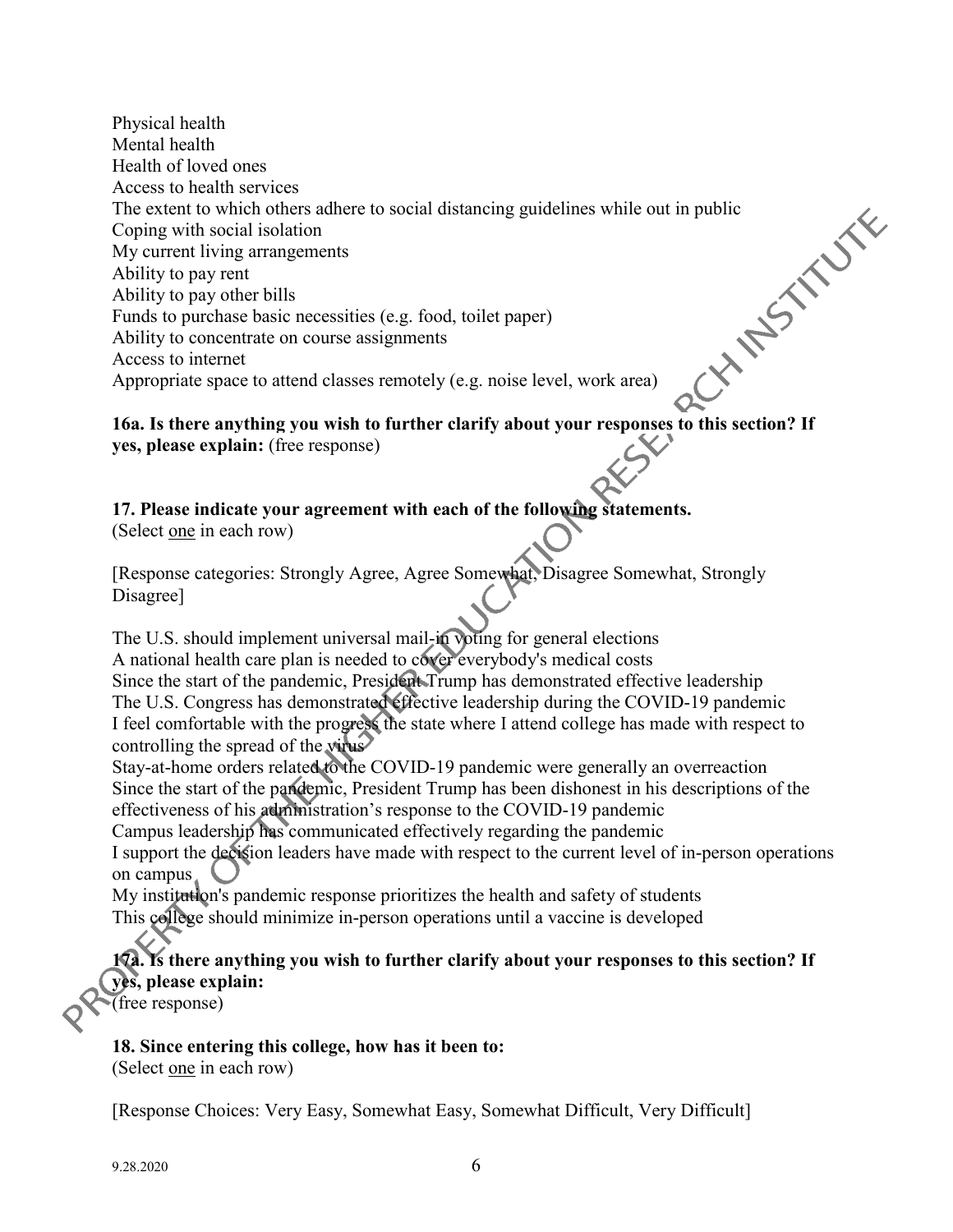Physical health
Mental health
Health of loved ones
Access to health services
The extent to which others adhere to social distancing guidelines while out in public
Coping with social isolation
My current living arrangements
Ability to pay rent
Ability to pay other bills
Funds to purchase basic necessities (e.g. food, toilet paper)
Ability to concentrate on course assignments
Access to internet
Appropriate space to attend classes remotely (e.g. noise level, work area)

**16a. Is there anything you wish to further clarify about your responses to this section? If yes, please explain:** (free response)

**17. Please indicate your agreement with each of the following statements.**
(Select one in each row)

[Response categories: Strongly Agree, Agree Somewhat, Disagree Somewhat, Strongly Disagree]

The U.S. should implement universal mail-in voting for general elections
A national health care plan is needed to cover everybody's medical costs
Since the start of the pandemic, President Trump has demonstrated effective leadership
The U.S. Congress has demonstrated effective leadership during the COVID-19 pandemic
I feel comfortable with the progress the state where I attend college has made with respect to controlling the spread of the virus
Stay-at-home orders related to the COVID-19 pandemic were generally an overreaction
Since the start of the pandemic, President Trump has been dishonest in his descriptions of the effectiveness of his administration's response to the COVID-19 pandemic
Campus leadership has communicated effectively regarding the pandemic
I support the decision leaders have made with respect to the current level of in-person operations on campus
My institution's pandemic response prioritizes the health and safety of students
This college should minimize in-person operations until a vaccine is developed

**17a. Is there anything you wish to further clarify about your responses to this section? If yes, please explain:**
(free response)

**18. Since entering this college, how has it been to:**
(Select one in each row)

[Response Choices: Very Easy, Somewhat Easy, Somewhat Difficult, Very Difficult]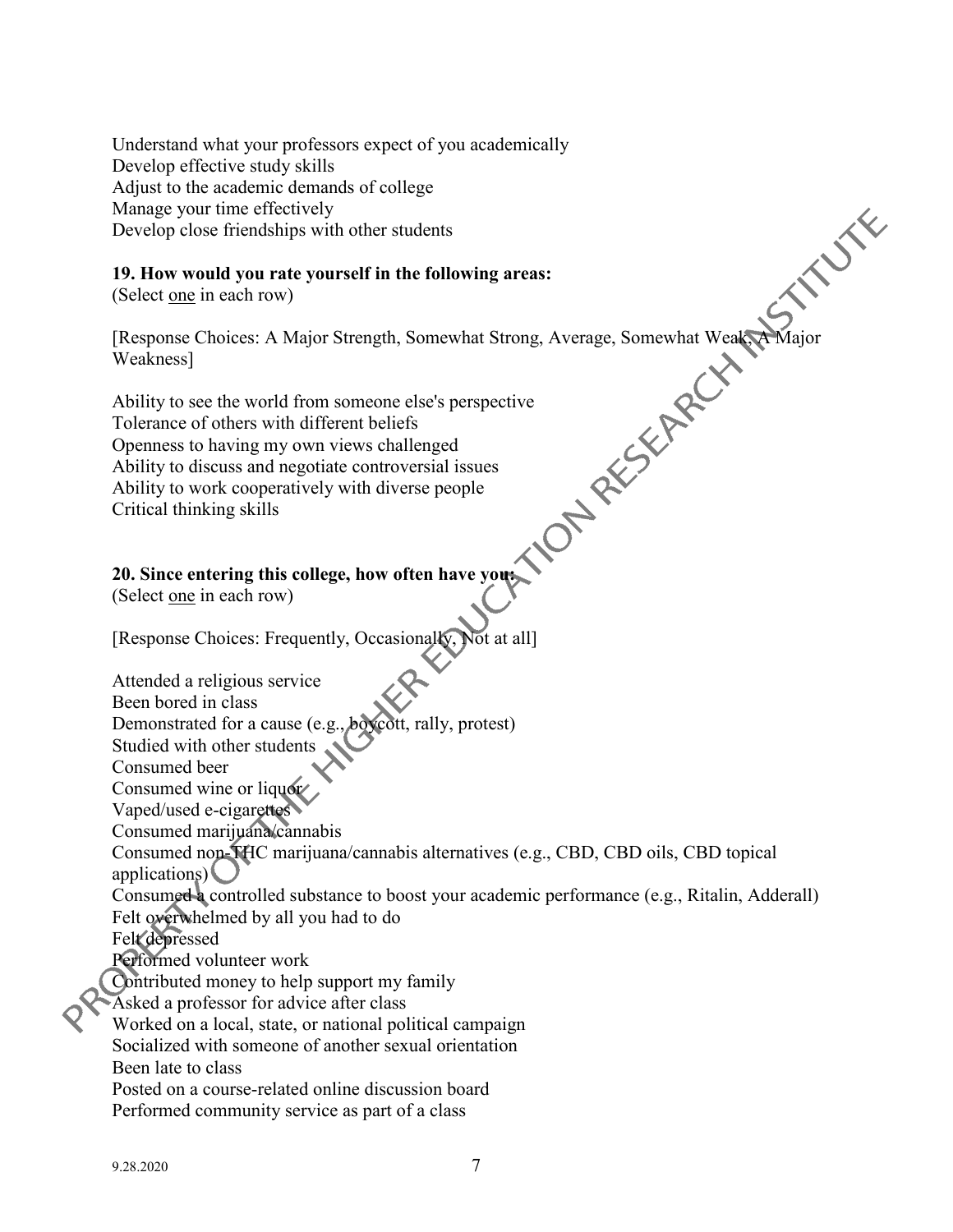Understand what your professors expect of you academically
Develop effective study skills
Adjust to the academic demands of college
Manage your time effectively
Develop close friendships with other students

**19. How would you rate yourself in the following areas:**
(Select one in each row)

[Response Choices: A Major Strength, Somewhat Strong, Average, Somewhat Weak, A Major Weakness]

Ability to see the world from someone else's perspective
Tolerance of others with different beliefs
Openness to having my own views challenged
Ability to discuss and negotiate controversial issues
Ability to work cooperatively with diverse people
Critical thinking skills

**20. Since entering this college, how often have you:**
(Select one in each row)

[Response Choices: Frequently, Occasionally, Not at all]

Attended a religious service
Been bored in class
Demonstrated for a cause (e.g., boycott, rally, protest)
Studied with other students
Consumed beer
Consumed wine or liquor
Vaped/used e-cigarettes
Consumed marijuana/cannabis
Consumed non-THC marijuana/cannabis alternatives (e.g., CBD, CBD oils, CBD topical applications)
Consumed a controlled substance to boost your academic performance (e.g., Ritalin, Adderall)
Felt overwhelmed by all you had to do
Felt depressed
Performed volunteer work
Contributed money to help support my family
Asked a professor for advice after class
Worked on a local, state, or national political campaign
Socialized with someone of another sexual orientation
Been late to class
Posted on a course-related online discussion board
Performed community service as part of a class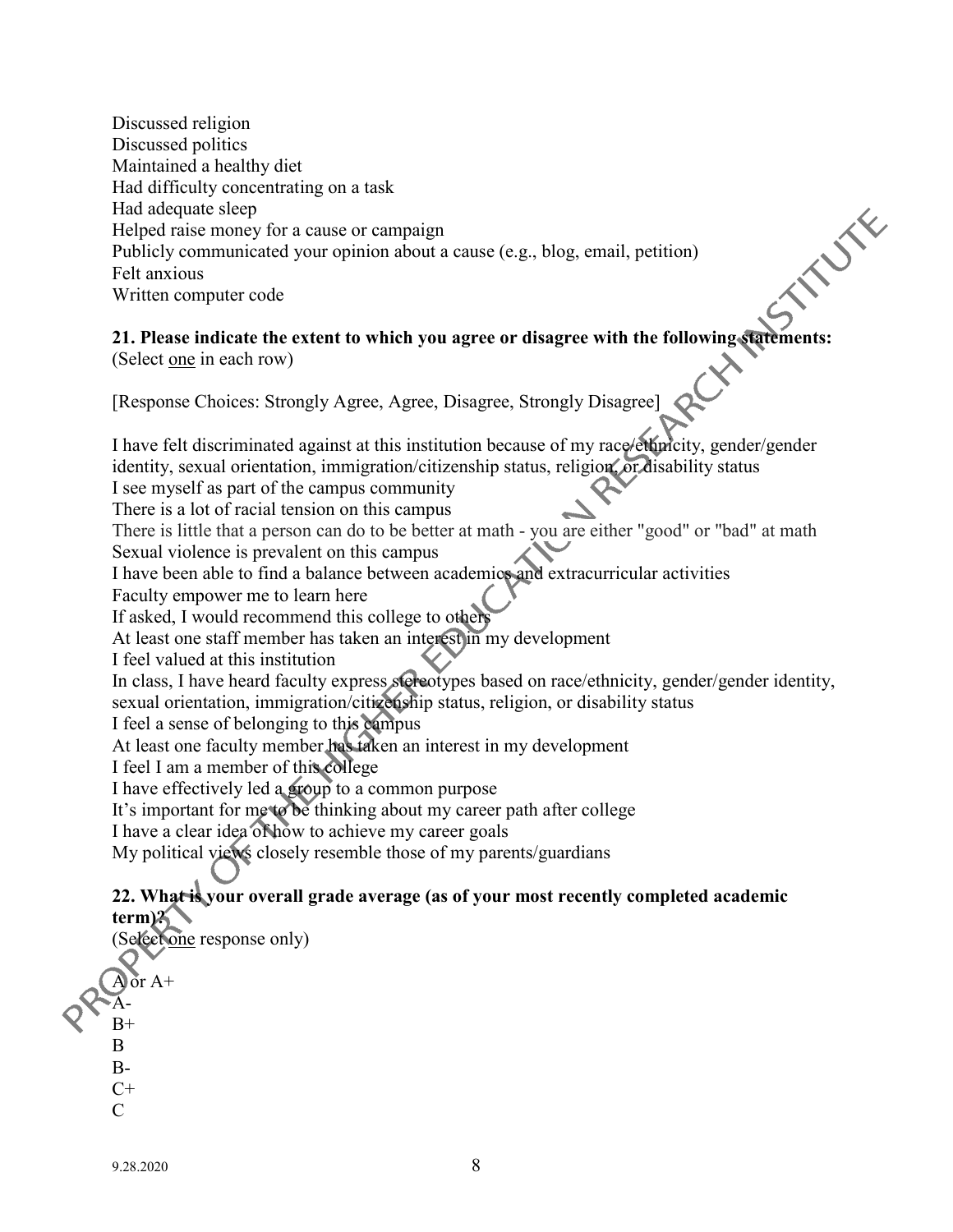Discussed religion
Discussed politics
Maintained a healthy diet
Had difficulty concentrating on a task
Had adequate sleep
Helped raise money for a cause or campaign
Publicly communicated your opinion about a cause (e.g., blog, email, petition)
Felt anxious
Written computer code

**21. Please indicate the extent to which you agree or disagree with the following statements:**
(Select one in each row)

[Response Choices: Strongly Agree, Agree, Disagree, Strongly Disagree]

I have felt discriminated against at this institution because of my race/ethnicity, gender/gender identity, sexual orientation, immigration/citizenship status, religion, or disability status
I see myself as part of the campus community
There is a lot of racial tension on this campus
There is little that a person can do to be better at math - you are either "good" or "bad" at math
Sexual violence is prevalent on this campus
I have been able to find a balance between academics and extracurricular activities
Faculty empower me to learn here
If asked, I would recommend this college to others
At least one staff member has taken an interest in my development
I feel valued at this institution
In class, I have heard faculty express stereotypes based on race/ethnicity, gender/gender identity, sexual orientation, immigration/citizenship status, religion, or disability status
I feel a sense of belonging to this campus
At least one faculty member has taken an interest in my development
I feel I am a member of this college
I have effectively led a group to a common purpose
It's important for me to be thinking about my career path after college
I have a clear idea of how to achieve my career goals
My political views closely resemble those of my parents/guardians

**22. What is your overall grade average (as of your most recently completed academic term)?**
(Select one response only)

A or A+
A-
B+
B
B-
C+
C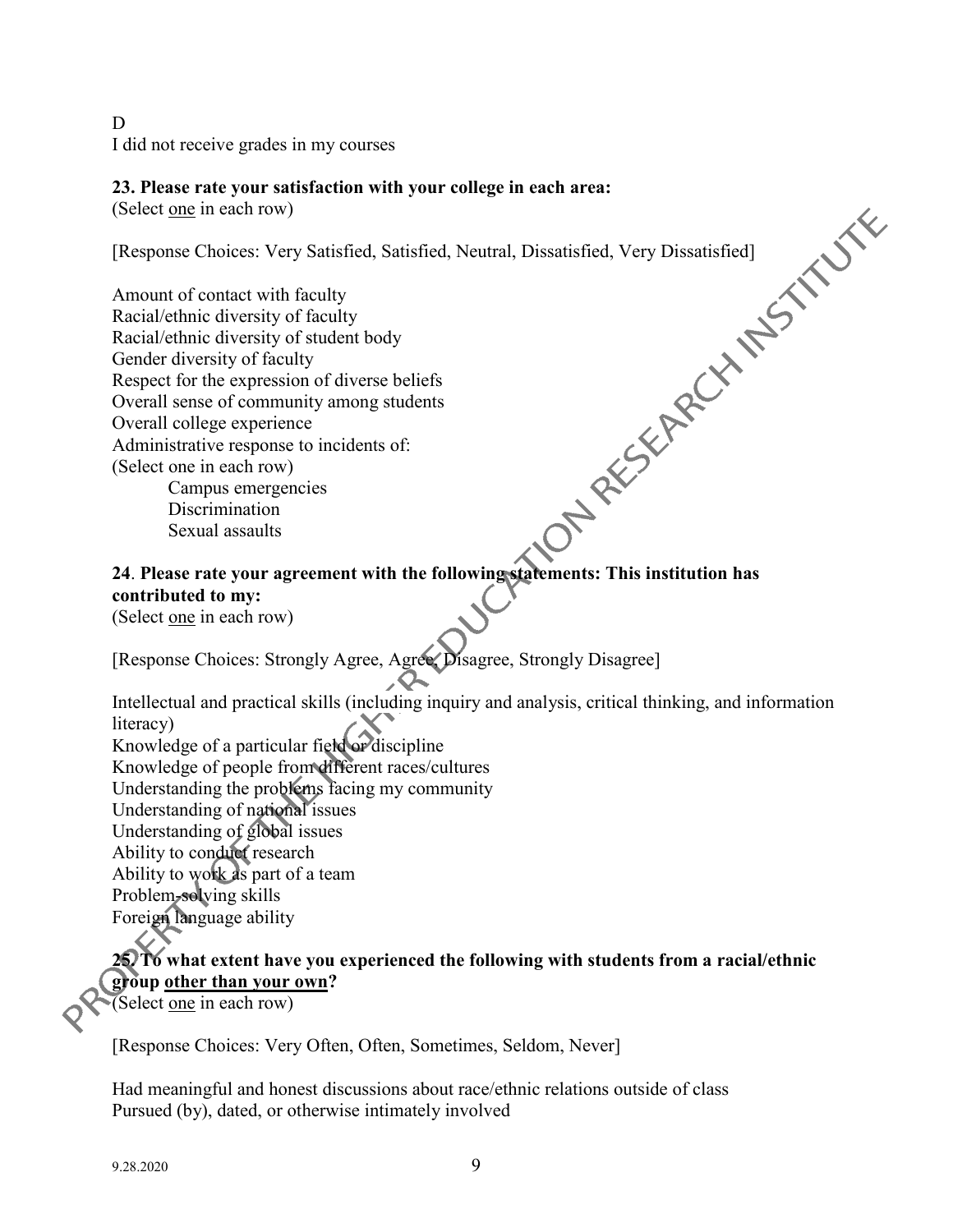D

I did not receive grades in my courses

**23. Please rate your satisfaction with your college in each area:**

(Select one in each row)

[Response Choices: Very Satisfied, Satisfied, Neutral, Dissatisfied, Very Dissatisfied]

Amount of contact with faculty
Racial/ethnic diversity of faculty
Racial/ethnic diversity of student body
Gender diversity of faculty
Respect for the expression of diverse beliefs
Overall sense of community among students
Overall college experience
Administrative response to incidents of:
(Select one in each row)
    Campus emergencies
    Discrimination
    Sexual assaults

**24. Please rate your agreement with the following statements: This institution has contributed to my:**

(Select one in each row)

[Response Choices: Strongly Agree, Agree, Disagree, Strongly Disagree]

Intellectual and practical skills (including inquiry and analysis, critical thinking, and information literacy)
Knowledge of a particular field or discipline
Knowledge of people from different races/cultures
Understanding the problems facing my community
Understanding of national issues
Understanding of global issues
Ability to conduct research
Ability to work as part of a team
Problem-solving skills
Foreign language ability

**25. To what extent have you experienced the following with students from a racial/ethnic group other than your own?**

(Select one in each row)

[Response Choices: Very Often, Often, Sometimes, Seldom, Never]

Had meaningful and honest discussions about race/ethnic relations outside of class
Pursued (by), dated, or otherwise intimately involved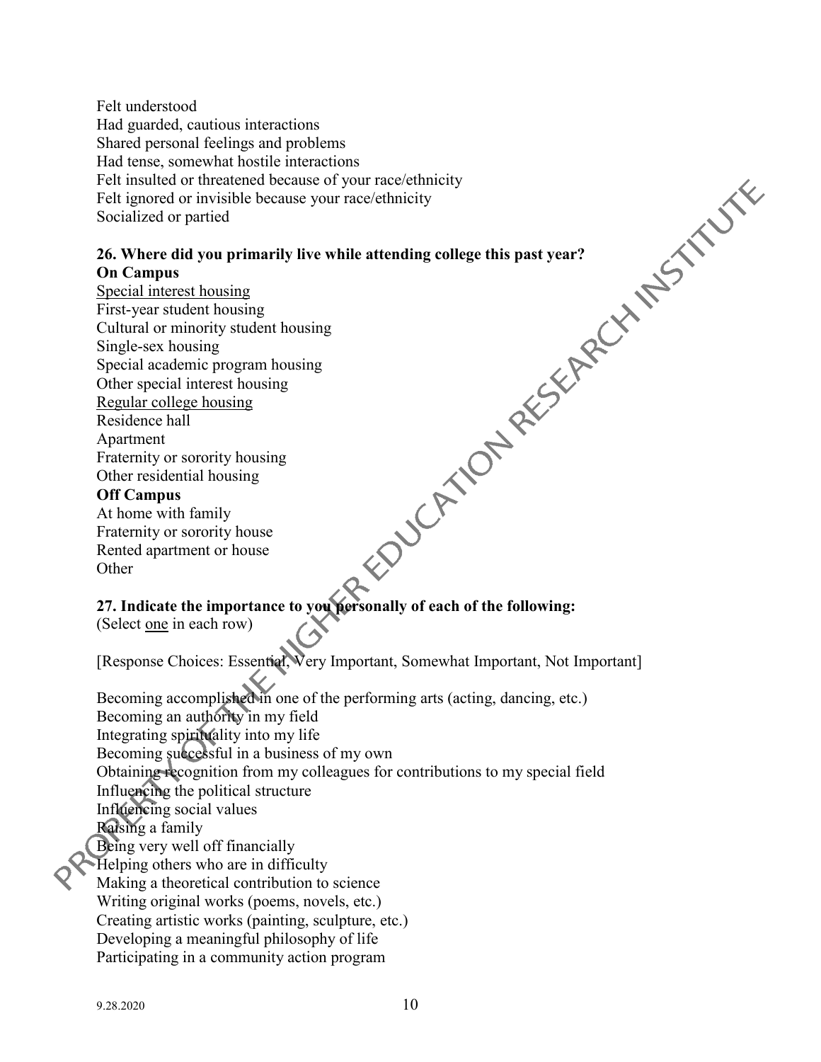Felt understood
Had guarded, cautious interactions
Shared personal feelings and problems
Had tense, somewhat hostile interactions
Felt insulted or threatened because of your race/ethnicity
Felt ignored or invisible because your race/ethnicity
Socialized or partied

**26. Where did you primarily live while attending college this past year?**

**On Campus**

<u>Special interest housing</u>
First-year student housing
Cultural or minority student housing
Single-sex housing
Special academic program housing
Other special interest housing
<u>Regular college housing</u>
Residence hall
Apartment
Fraternity or sorority housing
Other residential housing

**Off Campus**

At home with family
Fraternity or sorority house
Rented apartment or house
Other

**27. Indicate the importance to you personally of each of the following:**
(Select <u>one</u> in each row)

[Response Choices: Essential, Very Important, Somewhat Important, Not Important]

Becoming accomplished in one of the performing arts (acting, dancing, etc.)
Becoming an authority in my field
Integrating spirituality into my life
Becoming successful in a business of my own
Obtaining recognition from my colleagues for contributions to my special field
Influencing the political structure
Influencing social values
Raising a family
Being very well off financially
Helping others who are in difficulty
Making a theoretical contribution to science
Writing original works (poems, novels, etc.)
Creating artistic works (painting, sculpture, etc.)
Developing a meaningful philosophy of life
Participating in a community action program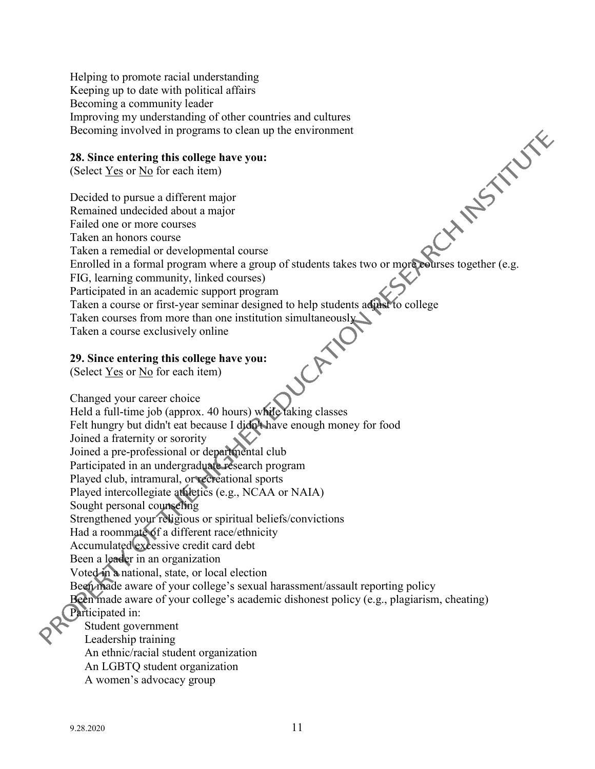Helping to promote racial understanding
Keeping up to date with political affairs
Becoming a community leader
Improving my understanding of other countries and cultures
Becoming involved in programs to clean up the environment

**28. Since entering this college have you:**
(Select Yes or No for each item)

Decided to pursue a different major
Remained undecided about a major
Failed one or more courses
Taken an honors course
Taken a remedial or developmental course
Enrolled in a formal program where a group of students takes two or more courses together (e.g. FIG, learning community, linked courses)
Participated in an academic support program
Taken a course or first-year seminar designed to help students adjust to college
Taken courses from more than one institution simultaneously
Taken a course exclusively online

**29. Since entering this college have you:**
(Select Yes or No for each item)

Changed your career choice
Held a full-time job (approx. 40 hours) while taking classes
Felt hungry but didn't eat because I didn't have enough money for food
Joined a fraternity or sorority
Joined a pre-professional or departmental club
Participated in an undergraduate research program
Played club, intramural, or recreational sports
Played intercollegiate athletics (e.g., NCAA or NAIA)
Sought personal counseling
Strengthened your religious or spiritual beliefs/convictions
Had a roommate of a different race/ethnicity
Accumulated excessive credit card debt
Been a leader in an organization
Voted in a national, state, or local election
Been made aware of your college's sexual harassment/assault reporting policy
Been made aware of your college's academic dishonest policy (e.g., plagiarism, cheating)
Participated in:
- Student government
- Leadership training
- An ethnic/racial student organization
- An LGBTQ student organization
- A women's advocacy group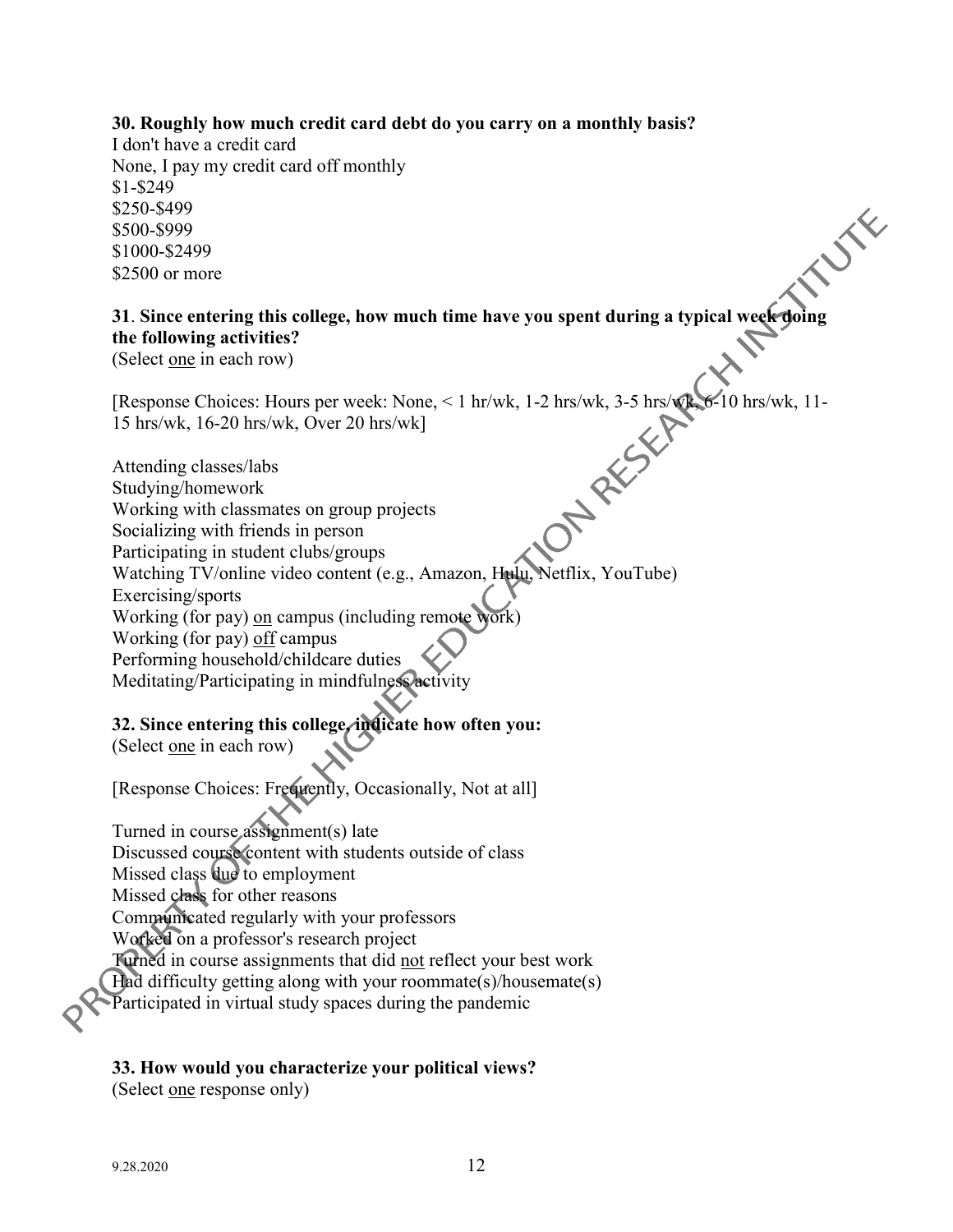**30. Roughly how much credit card debt do you carry on a monthly basis?**

I don't have a credit card
None, I pay my credit card off monthly
$1-$249
$250-$499
$500-$999
$1000-$2499
$2500 or more

**31**. **Since entering this college, how much time have you spent during a typical week doing the following activities?**
(Select <u>one</u> in each row)

[Response Choices: Hours per week: None, < 1 hr/wk, 1-2 hrs/wk, 3-5 hrs/wk, 6-10 hrs/wk, 11-15 hrs/wk, 16-20 hrs/wk, Over 20 hrs/wk]

Attending classes/labs
Studying/homework
Working with classmates on group projects
Socializing with friends in person
Participating in student clubs/groups
Watching TV/online video content (e.g., Amazon, Hulu, Netflix, YouTube)
Exercising/sports
Working (for pay) <u>on</u> campus (including remote work)
Working (for pay) <u>off</u> campus
Performing household/childcare duties
Meditating/Participating in mindfulness activity

**32. Since entering this college, indicate how often you:**
(Select <u>one</u> in each row)

[Response Choices: Frequently, Occasionally, Not at all]

Turned in course assignment(s) late
Discussed course content with students outside of class
Missed class due to employment
Missed class for other reasons
Communicated regularly with your professors
Worked on a professor's research project
Turned in course assignments that did <u>not</u> reflect your best work
Had difficulty getting along with your roommate(s)/housemate(s)
Participated in virtual study spaces during the pandemic

**33. How would you characterize your political views?**
(Select <u>one</u> response only)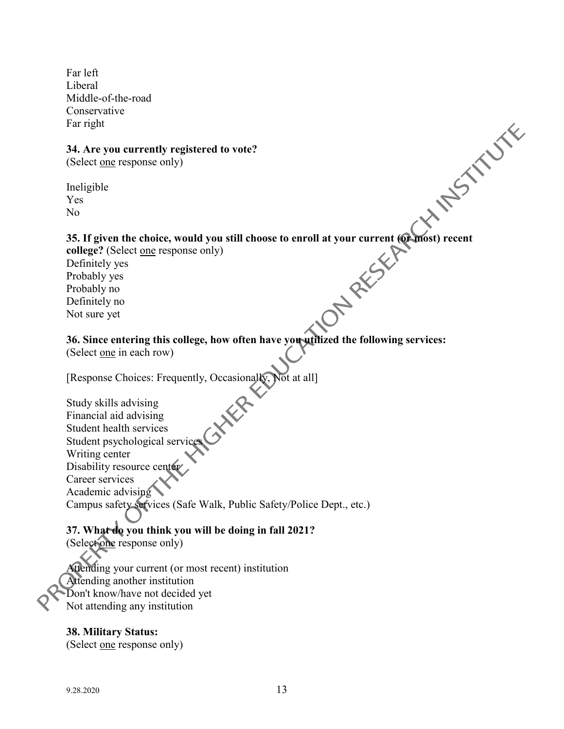Far left
Liberal
Middle-of-the-road
Conservative
Far right

**34. Are you currently registered to vote?**
(Select one response only)

Ineligible
Yes
No

**35. If given the choice, would you still choose to enroll at your current (or most) recent college?** (Select one response only)
Definitely yes
Probably yes
Probably no
Definitely no
Not sure yet

**36. Since entering this college, how often have you utilized the following services:**
(Select one in each row)

[Response Choices: Frequently, Occasionally, Not at all]

Study skills advising
Financial aid advising
Student health services
Student psychological services
Writing center
Disability resource center
Career services
Academic advising
Campus safety services (Safe Walk, Public Safety/Police Dept., etc.)

**37. What do you think you will be doing in fall 2021?**
(Select one response only)

Attending your current (or most recent) institution
Attending another institution
Don't know/have not decided yet
Not attending any institution

**38. Military Status:**
(Select one response only)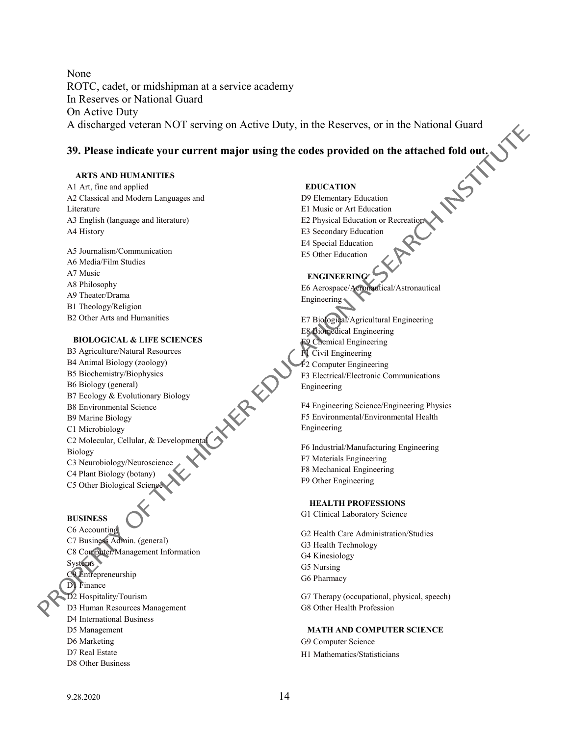None
ROTC, cadet, or midshipman at a service academy
In Reserves or National Guard
On Active Duty
A discharged veteran NOT serving on Active Duty, in the Reserves, or in the National Guard

**39. Please indicate your current major using the codes provided on the attached fold out.**

**ARTS AND HUMANITIES**

A1 Art, fine and applied
A2 Classical and Modern Languages and Literature
A3 English (language and literature)
A4 History

A5 Journalism/Communication
A6 Media/Film Studies
A7 Music
A8 Philosophy
A9 Theater/Drama
B1 Theology/Religion
B2 Other Arts and Humanities

**BIOLOGICAL & LIFE SCIENCES**

B3 Agriculture/Natural Resources
B4 Animal Biology (zoology)
B5 Biochemistry/Biophysics
B6 Biology (general)
B7 Ecology & Evolutionary Biology
B8 Environmental Science
B9 Marine Biology
C1 Microbiology
C2 Molecular, Cellular, & Developmental Biology
C3 Neurobiology/Neuroscience
C4 Plant Biology (botany)
C5 Other Biological Science

**BUSINESS**

C6 Accounting
C7 Business Admin. (general)
C8 Computer/Management Information Systems
C9 Entrepreneurship
D1 Finance
D2 Hospitality/Tourism
D3 Human Resources Management
D4 International Business
D5 Management
D6 Marketing
D7 Real Estate
D8 Other Business

**EDUCATION**

D9 Elementary Education
E1 Music or Art Education
E2 Physical Education or Recreation
E3 Secondary Education
E4 Special Education
E5 Other Education

**ENGINEERING**

E6 Aerospace/Aeronautical/Astronautical Engineering

E7 Biological/Agricultural Engineering
E8 Biomedical Engineering
E9 Chemical Engineering
F1 Civil Engineering
F2 Computer Engineering
F3 Electrical/Electronic Communications Engineering

F4 Engineering Science/Engineering Physics
F5 Environmental/Environmental Health Engineering

F6 Industrial/Manufacturing Engineering
F7 Materials Engineering
F8 Mechanical Engineering
F9 Other Engineering

**HEALTH PROFESSIONS**

G1 Clinical Laboratory Science

G2 Health Care Administration/Studies
G3 Health Technology
G4 Kinesiology
G5 Nursing
G6 Pharmacy

G7 Therapy (occupational, physical, speech)
G8 Other Health Profession

**MATH AND COMPUTER SCIENCE**

G9 Computer Science
H1 Mathematics/Statisticians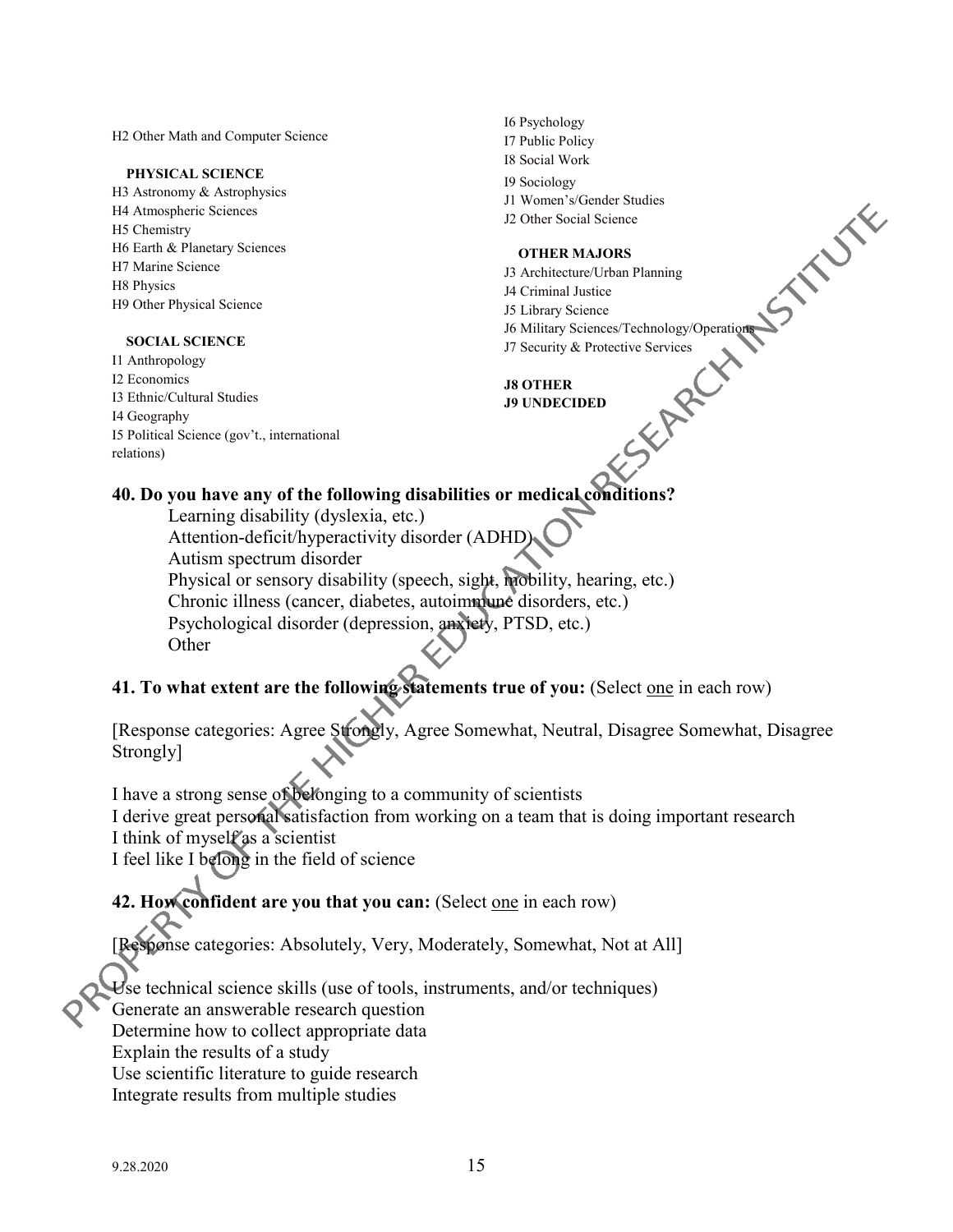H2 Other Math and Computer Science

**PHYSICAL SCIENCE**

H3 Astronomy & Astrophysics
H4 Atmospheric Sciences
H5 Chemistry
H6 Earth & Planetary Sciences
H7 Marine Science
H8 Physics
H9 Other Physical Science

**SOCIAL SCIENCE**

I1 Anthropology
I2 Economics
I3 Ethnic/Cultural Studies
I4 Geography
I5 Political Science (gov't., international relations)
I6 Psychology
I7 Public Policy
I8 Social Work
I9 Sociology
J1 Women's/Gender Studies
J2 Other Social Science

**OTHER MAJORS**

J3 Architecture/Urban Planning
J4 Criminal Justice
J5 Library Science
J6 Military Sciences/Technology/Operations
J7 Security & Protective Services

**J8 OTHER**
**J9 UNDECIDED**

**40. Do you have any of the following disabilities or medical conditions?**

Learning disability (dyslexia, etc.)
Attention-deficit/hyperactivity disorder (ADHD)
Autism spectrum disorder
Physical or sensory disability (speech, sight, mobility, hearing, etc.)
Chronic illness (cancer, diabetes, autoimmune disorders, etc.)
Psychological disorder (depression, anxiety, PTSD, etc.)
Other

**41. To what extent are the following statements true of you:** (Select one in each row)

[Response categories: Agree Strongly, Agree Somewhat, Neutral, Disagree Somewhat, Disagree Strongly]

I have a strong sense of belonging to a community of scientists
I derive great personal satisfaction from working on a team that is doing important research
I think of myself as a scientist
I feel like I belong in the field of science

**42. How confident are you that you can:** (Select one in each row)

[Response categories: Absolutely, Very, Moderately, Somewhat, Not at All]

Use technical science skills (use of tools, instruments, and/or techniques)
Generate an answerable research question
Determine how to collect appropriate data
Explain the results of a study
Use scientific literature to guide research
Integrate results from multiple studies

9.28.2020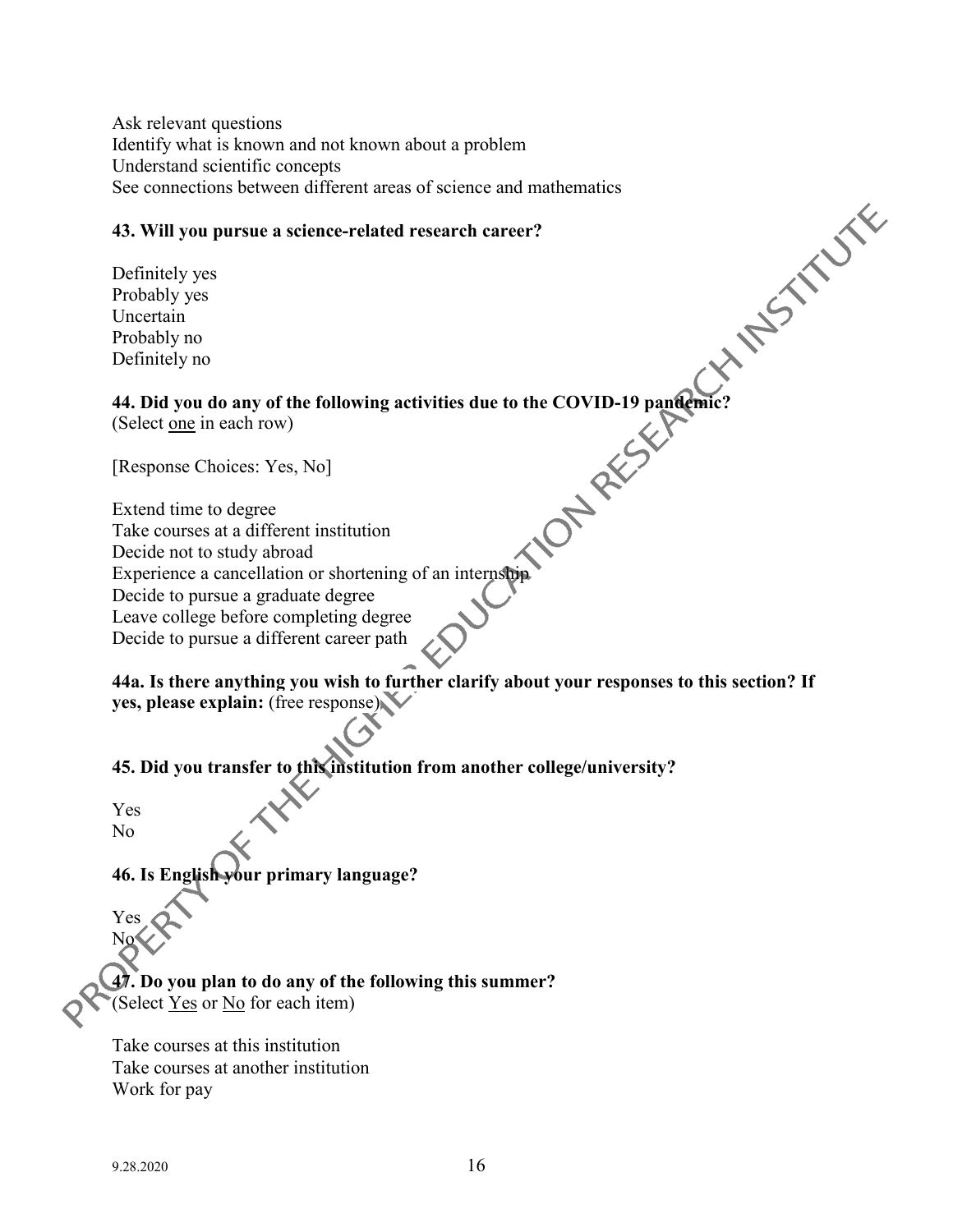Ask relevant questions
Identify what is known and not known about a problem
Understand scientific concepts
See connections between different areas of science and mathematics

**43. Will you pursue a science-related research career?**

Definitely yes
Probably yes
Uncertain
Probably no
Definitely no

**44. Did you do any of the following activities due to the COVID-19 pandemic?**
(Select one in each row)

[Response Choices: Yes, No]

Extend time to degree
Take courses at a different institution
Decide not to study abroad
Experience a cancellation or shortening of an internship
Decide to pursue a graduate degree
Leave college before completing degree
Decide to pursue a different career path

**44a. Is there anything you wish to further clarify about your responses to this section? If yes, please explain:** (free response)

**45. Did you transfer to this institution from another college/university?**

Yes
No

**46. Is English your primary language?**

Yes
No

**47. Do you plan to do any of the following this summer?**
(Select Yes or No for each item)

Take courses at this institution
Take courses at another institution
Work for pay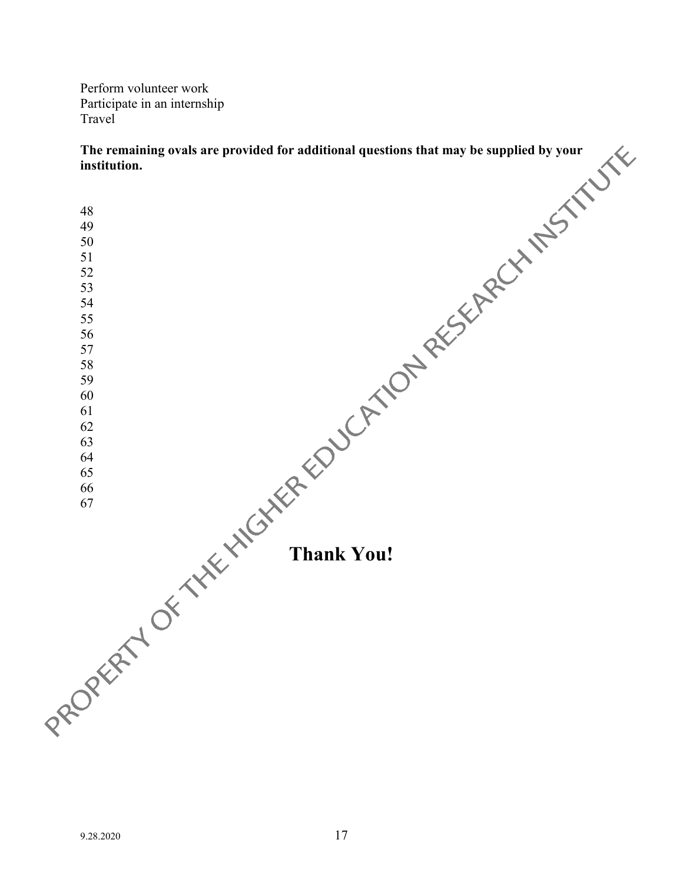Perform volunteer work
Participate in an internship
Travel

**The remaining ovals are provided for additional questions that may be supplied by your institution.**

48
49
50
51
52
53
54
55
56
57
58
59
60
61
62
63
64
65
66
67

# Thank You!

PROPERTY OF THE HIGHER EDUCATION RESEARCH INSTITUTE

9.28.2020